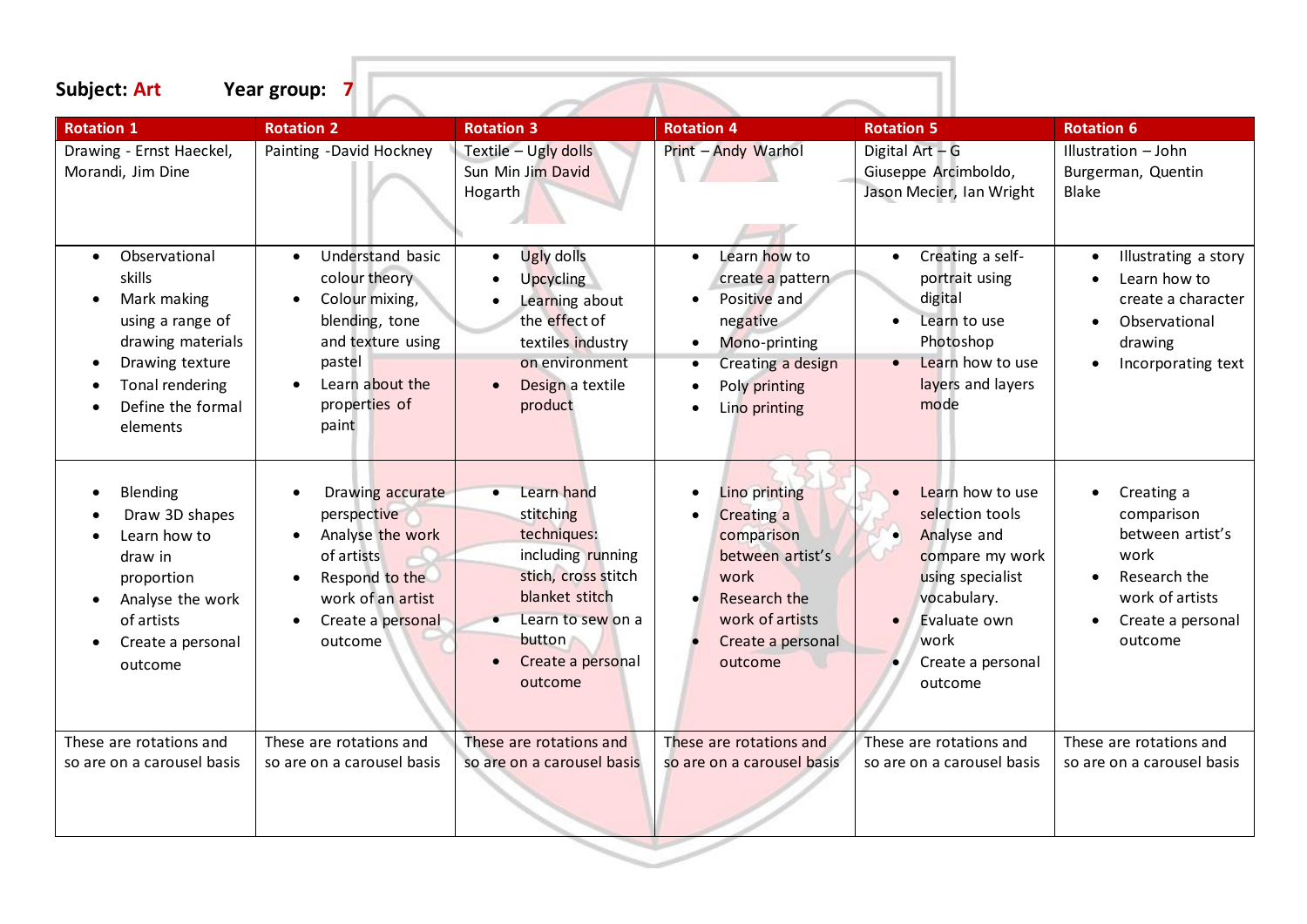**Subject:** Art **Year group:** 7

| Rotation 1 | Rotation 2 | Rotation 3 | Rotation 4 | Rotation 5 | Rotation 6 |
|---|---|---|---|---|---|
| Drawing - Ernst Haeckel, Morandi, Jim Dine | Painting -David Hockney | Textile – Ugly dolls Sun Min Jim David Hogarth | Print – Andy Warhol | Digital Art – G Giuseppe Arcimboldo, Jason Mecier, Ian Wright | Illustration – John Burgerman, Quentin Blake |
| • Observational skills<br>• Mark making using a range of drawing materials<br>• Drawing texture<br>• Tonal rendering<br>• Define the formal elements | • Understand basic colour theory<br>• Colour mixing, blending, tone and texture using pastel<br>• Learn about the properties of paint | • Ugly dolls<br>• Upcycling<br>• Learning about the effect of the textiles industry on environment<br>• Design a textile product | • Learn how to create a pattern<br>• Positive and negative<br>• Mono-printing<br>• Creating a design<br>• Poly printing<br>• Lino printing | • Creating a self-portrait using digital<br>• Learn to use Photoshop<br>• Learn how to use layers and layers mode | • Illustrating a story<br>• Learn how to create a character<br>• Observational drawing<br>• Incorporating text |
| • Blending<br>• Draw 3D shapes<br>• Learn how to draw in proportion<br>• Analyse the work of artists<br>• Create a personal outcome | • Drawing accurate perspective<br>• Analyse the work of artists<br>• Respond to the work of an artist<br>• Create a personal outcome | • Learn hand stitching techniques: including running stich, cross stitch blanket stitch<br>• Learn to sew on a button<br>• Create a personal outcome | • Lino printing<br>• Creating a comparison between artist's work<br>• Research the work of artists<br>• Create a personal outcome | • Learn how to use selection tools<br>• Analyse and compare my work using specialist vocabulary.<br>• Evaluate own work<br>• Create a personal outcome | • Creating a comparison between artist's work<br>• Research the work of artists<br>• Create a personal outcome |
| These are rotations and so are on a carousel basis | These are rotations and so are on a carousel basis | These are rotations and so are on a carousel basis | These are rotations and so are on a carousel basis | These are rotations and so are on a carousel basis | These are rotations and so are on a carousel basis |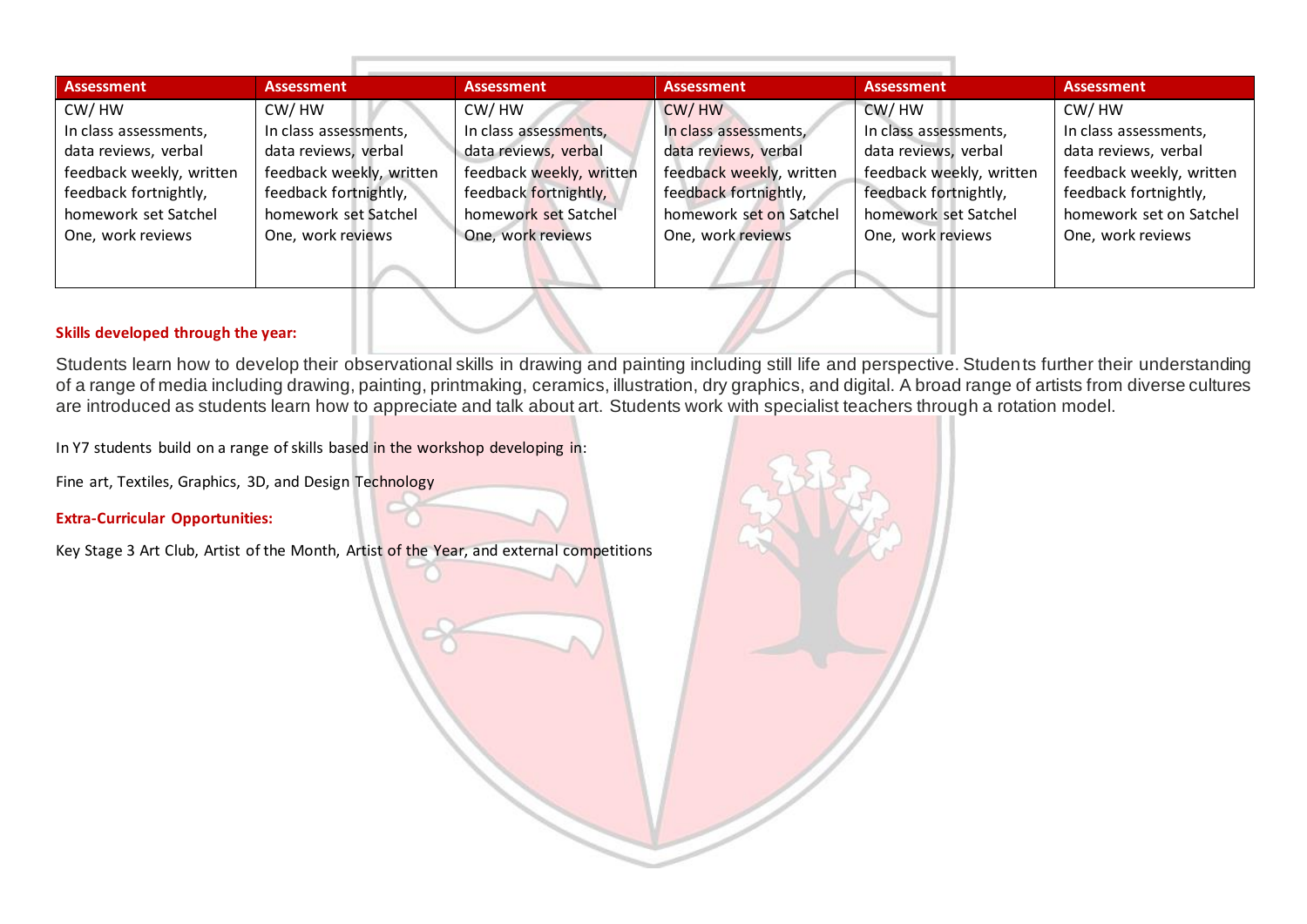| Assessment | Assessment | Assessment | Assessment | Assessment | Assessment |
|---|---|---|---|---|---|
| CW/ HW<br>In class assessments, data reviews, verbal feedback weekly, written feedback fortnightly, homework set Satchel One, work reviews | CW/ HW<br>In class assessments, data reviews, verbal feedback weekly, written feedback fortnightly, homework set Satchel One, work reviews | CW/ HW<br>In class assessments, data reviews, verbal feedback weekly, written feedback fortnightly, homework set Satchel One, work reviews | CW/ HW<br>In class assessments, data reviews, verbal feedback weekly, written feedback fortnightly, homework set on Satchel One, work reviews | CW/ HW<br>In class assessments, data reviews, verbal feedback weekly, written feedback fortnightly, homework set Satchel One, work reviews | CW/ HW<br>In class assessments, data reviews, verbal feedback weekly, written feedback fortnightly, homework set on Satchel One, work reviews |

**Skills developed through the year:**

Students learn how to develop their observational skills in drawing and painting including still life and perspective. Students further their understanding of a range of media including drawing, painting, printmaking, ceramics, illustration, dry graphics, and digital. A broad range of artists from diverse cultures are introduced as students learn how to appreciate and talk about art. Students work with specialist teachers through a rotation model.

In Y7 students build on a range of skills based in the workshop developing in:

Fine art, Textiles, Graphics, 3D, and Design Technology

**Extra-Curricular Opportunities:**

Key Stage 3 Art Club, Artist of the Month, Artist of the Year, and external competitions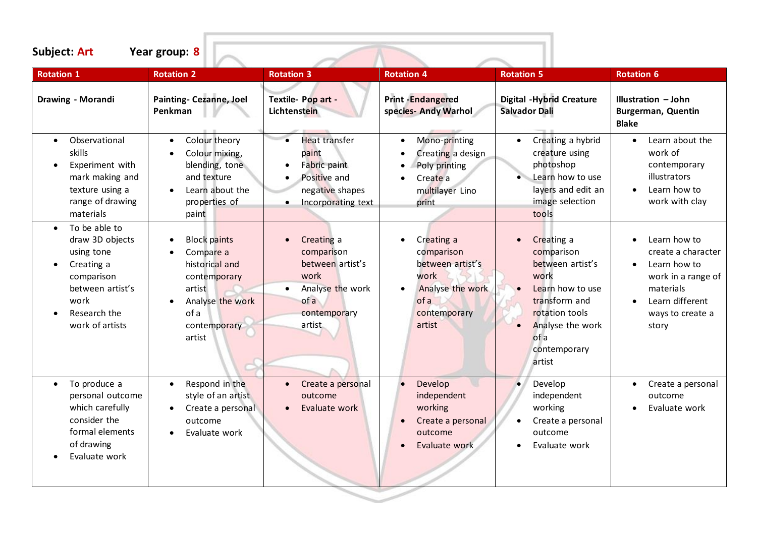**Subject: Art** **Year group: 8**

| Rotation 1 | Rotation 2 | Rotation 3 | Rotation 4 | Rotation 5 | Rotation 6 |
|---|---|---|---|---|---|
| **Drawing - Morandi** | **Painting- Cezanne, Joel Penkman** | **Textile- Pop art - Lichtenstein** | **Print -Endangered species- Andy Warhol** | **Digital -Hybrid Creature Salvador Dali** | **Illustration – John Burgerman, Quentin Blake** |
| • Observational skills<br>• Experiment with mark making and texture using a range of drawing materials | • Colour theory<br>• Colour mixing, blending, tone and texture<br>• Learn about the properties of paint | • Heat transfer paint<br>• Fabric paint<br>• Positive and negative shapes<br>• Incorporating text | • Mono-printing<br>• Creating a design<br>• Poly printing<br>• Create a multilayer Lino print | • Creating a hybrid creature using photoshop<br>• Learn how to use layers and edit an image selection tools | • Learn about the work of contemporary illustrators<br>• Learn how to work with clay |
| • To be able to draw 3D objects using tone<br>• Creating a comparison between artist's work<br>• Research the work of artists | • Block paints<br>• Compare a historical and contemporary artist<br>• Analyse the work of a contemporary artist | • Creating a comparison between artist's work<br>• Analyse the work of a contemporary artist | • Creating a comparison between artist's work<br>• Analyse the work of a contemporary artist | • Creating a comparison between artist's work<br>• Learn how to use transform and rotation tools<br>• Analyse the work of a contemporary artist | • Learn how to create a character<br>• Learn how to work in a range of materials<br>• Learn different ways to create a story |
| • To produce a personal outcome which carefully consider the formal elements of drawing<br>• Evaluate work | • Respond in the style of an artist<br>• Create a personal outcome<br>• Evaluate work | • Create a personal outcome<br>• Evaluate work | • Develop independent working<br>• Create a personal outcome<br>• Evaluate work | • Develop independent working<br>• Create a personal outcome<br>• Evaluate work | • Create a personal outcome<br>• Evaluate work |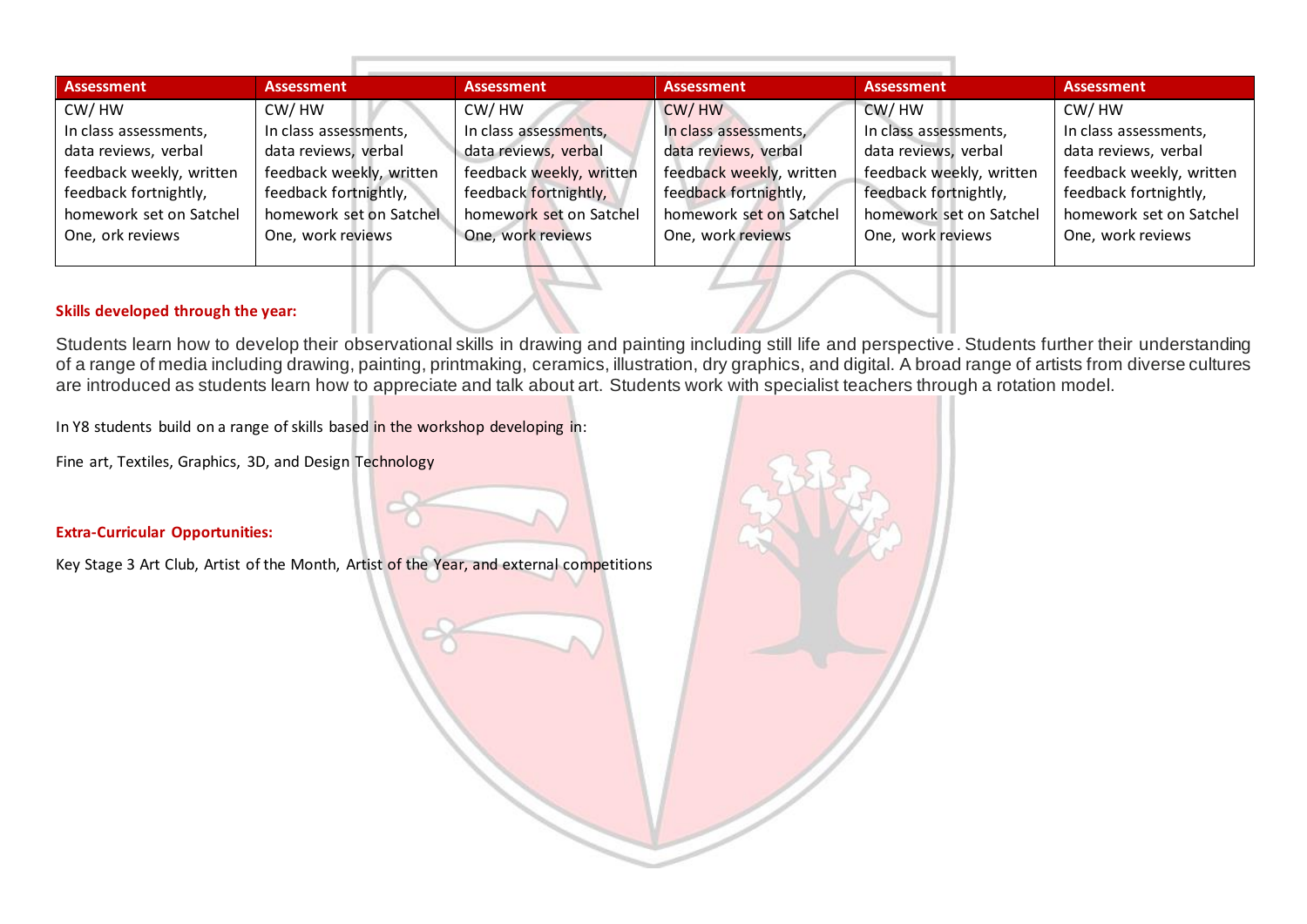| Assessment | Assessment | Assessment | Assessment | Assessment | Assessment |
|---|---|---|---|---|---|
| CW/ HW<br>In class assessments, data reviews, verbal feedback weekly, written feedback fortnightly, homework set on Satchel One, ork reviews | CW/ HW<br>In class assessments, data reviews, verbal feedback weekly, written feedback fortnightly, homework set on Satchel One, work reviews | CW/ HW<br>In class assessments, data reviews, verbal feedback weekly, written feedback fortnightly, homework set on Satchel One, work reviews | CW/ HW<br>In class assessments, data reviews, verbal feedback weekly, written feedback fortnightly, homework set on Satchel One, work reviews | CW/ HW<br>In class assessments, data reviews, verbal feedback weekly, written feedback fortnightly, homework set on Satchel One, work reviews | CW/ HW<br>In class assessments, data reviews, verbal feedback weekly, written feedback fortnightly, homework set on Satchel One, work reviews |

**Skills developed through the year:**

Students learn how to develop their observational skills in drawing and painting including still life and perspective. Students further their understanding of a range of media including drawing, painting, printmaking, ceramics, illustration, dry graphics, and digital. A broad range of artists from diverse cultures are introduced as students learn how to appreciate and talk about art. Students work with specialist teachers through a rotation model.

In Y8 students build on a range of skills based in the workshop developing in:

Fine art, Textiles, Graphics, 3D, and Design Technology

**Extra-Curricular Opportunities:**

Key Stage 3 Art Club, Artist of the Month, Artist of the Year, and external competitions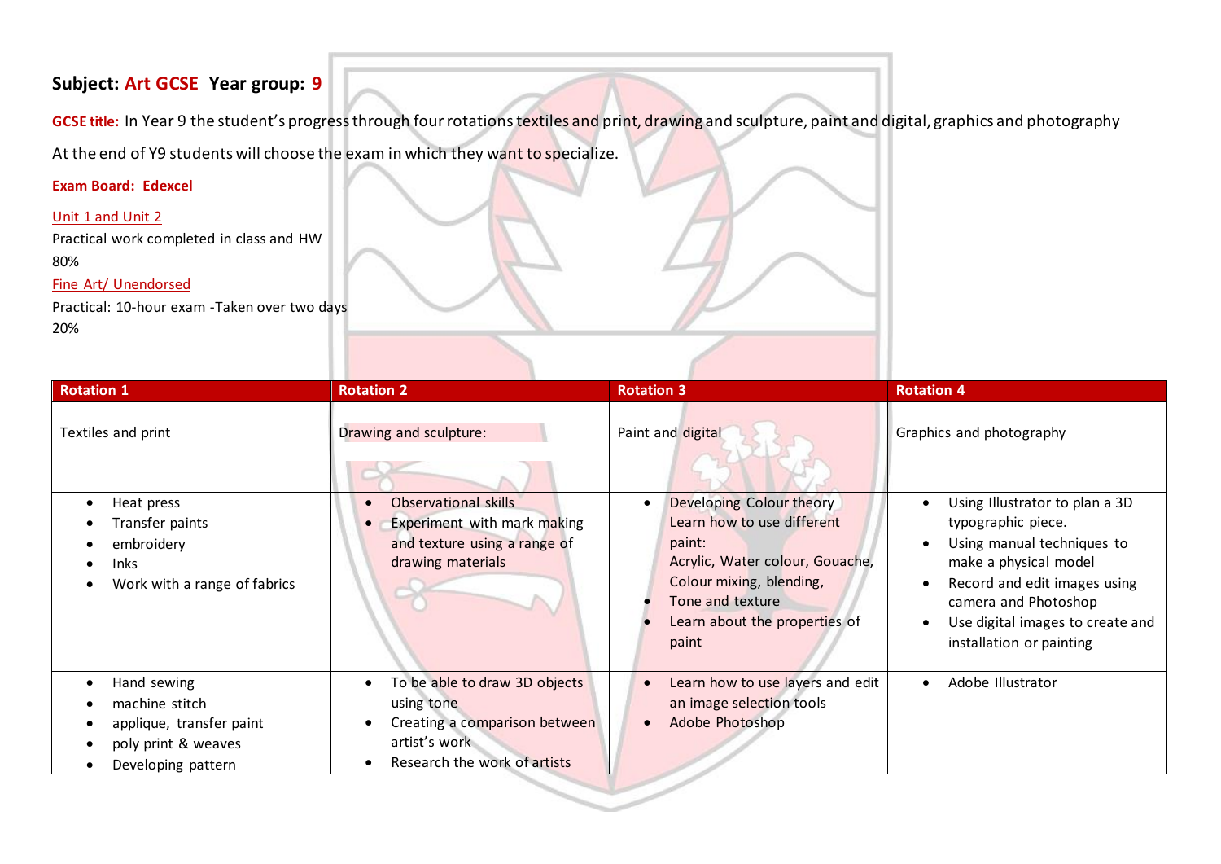**Subject:** **Art GCSE** **Year group:** **9**

**GCSE title:** In Year 9 the student's progress through four rotations textiles and print, drawing and sculpture, paint and digital, graphics and photography

At the end of Y9 students will choose the exam in which they want to specialize.

**Exam Board: Edexcel**

Unit 1 and Unit 2

Practical work completed in class and HW

80%

Fine Art/ Unendorsed

Practical: 10-hour exam -Taken over two days

20%

| Rotation 1 | Rotation 2 | Rotation 3 | Rotation 4 |
|---|---|---|---|
| Textiles and print | Drawing and sculpture: | Paint and digital | Graphics and photography |
| • Heat press<br>• Transfer paints<br>• embroidery<br>• Inks<br>• Work with a range of fabrics | • Observational skills<br>• Experiment with mark making and texture using a range of drawing materials | • Developing Colour theory Learn how to use different paint: Acrylic, Water colour, Gouache, Colour mixing, blending,<br>• Tone and texture<br>• Learn about the properties of paint | • Using Illustrator to plan a 3D typographic piece.<br>• Using manual techniques to make a physical model<br>• Record and edit images using camera and Photoshop<br>• Use digital images to create and installation or painting |
| • Hand sewing<br>• machine stitch<br>• applique, transfer paint<br>• poly print & weaves<br>• Developing pattern | • To be able to draw 3D objects using tone<br>• Creating a comparison between artist's work<br>• Research the work of artists | • Learn how to use layers and edit an image selection tools<br>• Adobe Photoshop | • Adobe Illustrator |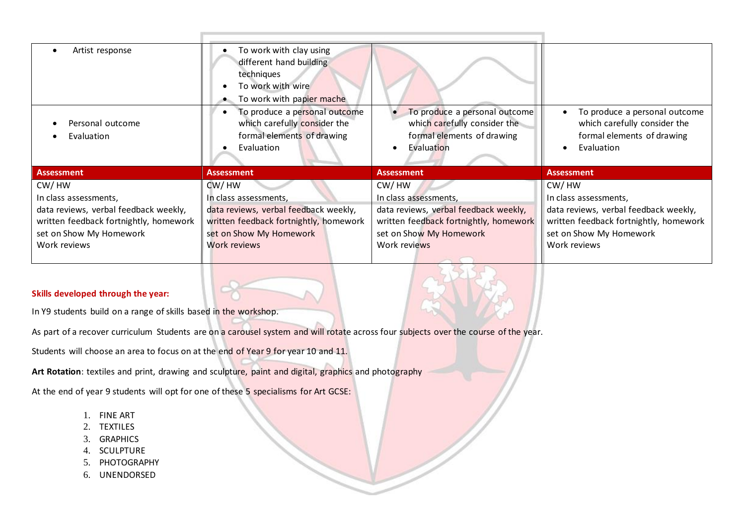| | | | |
|---|---|---|---|
| • Artist response | • To work with clay using different hand building techniques<br>• To work with wire<br>• To work with papier mache | | |
| • Personal outcome<br>• Evaluation | • To produce a personal outcome which carefully consider the formal elements of drawing<br>• Evaluation | • To produce a personal outcome which carefully consider the formal elements of drawing<br>• Evaluation | • To produce a personal outcome which carefully consider the formal elements of drawing<br>• Evaluation |
| **Assessment** | **Assessment** | **Assessment** | **Assessment** |
| CW/ HW<br>In class assessments,<br>data reviews, verbal feedback weekly, written feedback fortnightly, homework set on Show My Homework<br>Work reviews | CW/ HW<br>In class assessments,<br>data reviews, verbal feedback weekly, written feedback fortnightly, homework set on Show My Homework<br>Work reviews | CW/ HW<br>In class assessments,<br>data reviews, verbal feedback weekly, written feedback fortnightly, homework set on Show My Homework<br>Work reviews | CW/ HW<br>In class assessments,<br>data reviews, verbal feedback weekly, written feedback fortnightly, homework set on Show My Homework<br>Work reviews |

**Skills developed through the year:**

In Y9 students build on a range of skills based in the workshop.

As part of a recover curriculum Students are on a carousel system and will rotate across four subjects over the course of the year.

Students will choose an area to focus on at the end of Year 9 for year 10 and 11.

**Art Rotation**: textiles and print, drawing and sculpture, paint and digital, graphics and photography

At the end of year 9 students will opt for one of these 5 specialisms for Art GCSE:

1. FINE ART
2. TEXTILES
3. GRAPHICS
4. SCULPTURE
5. PHOTOGRAPHY
6. UNENDORSED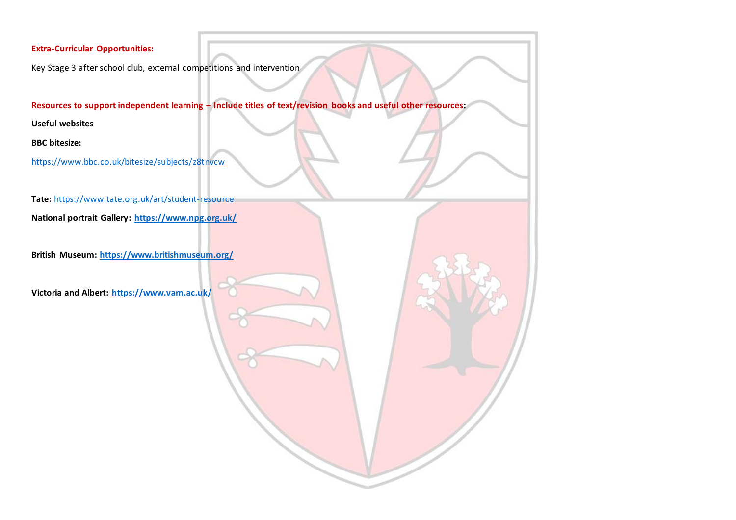**Extra-Curricular Opportunities:**

Key Stage 3 after school club, external competitions and intervention

**Resources to support independent learning – Include titles of text/revision books and useful other resources:**

**Useful websites**

**BBC bitesize:**

https://www.bbc.co.uk/bitesize/subjects/z8tnvcw

**Tate:** https://www.tate.org.uk/art/student-resource

**National portrait Gallery:** **https://www.npg.org.uk/**

**British Museum:** **https://www.britishmuseum.org/**

**Victoria and Albert:** **https://www.vam.ac.uk/**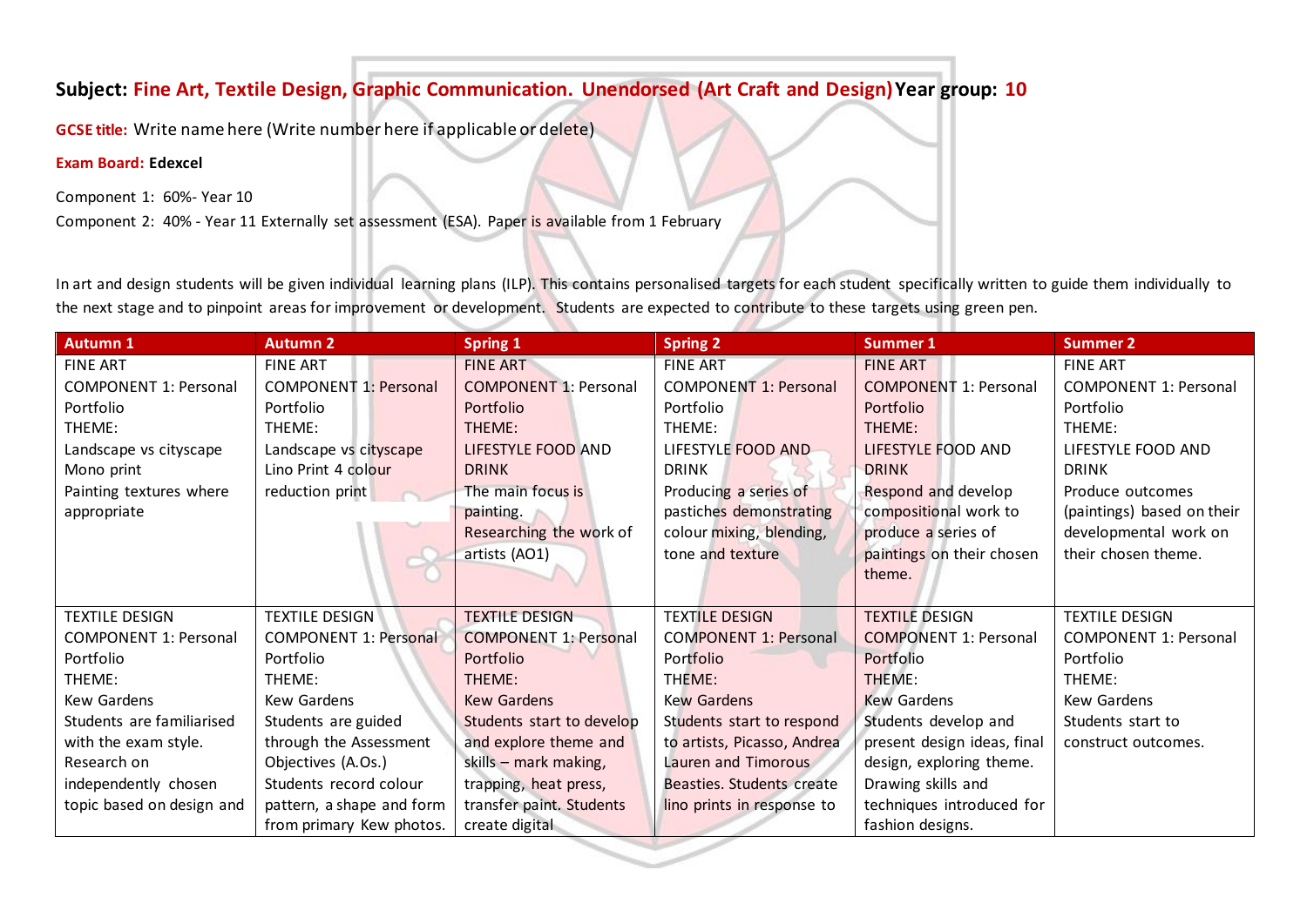**Subject:** **Fine Art, Textile Design, Graphic Communication. Unendorsed (Art Craft and Design)** **Year group:** **10**

**GCSE title:** Write name here (Write number here if applicable or delete)

**Exam Board:** **Edexcel**

Component 1: 60%- Year 10

Component 2: 40% - Year 11 Externally set assessment (ESA). Paper is available from 1 February

In art and design students will be given individual learning plans (ILP). This contains personalised targets for each student specifically written to guide them individually to the next stage and to pinpoint areas for improvement or development. Students are expected to contribute to these targets using green pen.

| Autumn 1 | Autumn 2 | Spring 1 | Spring 2 | Summer 1 | Summer 2 |
|---|---|---|---|---|---|
| FINE ART<br>COMPONENT 1: Personal Portfolio<br>THEME:<br>Landscape vs cityscape<br>Mono print<br>Painting textures where appropriate | FINE ART<br>COMPONENT 1: Personal Portfolio<br>THEME:<br>Landscape vs cityscape<br>Lino Print 4 colour reduction print | FINE ART<br>COMPONENT 1: Personal Portfolio<br>THEME:<br>LIFESTYLE FOOD AND DRINK<br>The main focus is painting.<br>Researching the work of artists (AO1) | FINE ART<br>COMPONENT 1: Personal Portfolio<br>THEME:<br>LIFESTYLE FOOD AND DRINK<br>Producing a series of pastiches demonstrating colour mixing, blending, tone and texture | FINE ART<br>COMPONENT 1: Personal Portfolio<br>THEME:<br>LIFESTYLE FOOD AND DRINK<br>Respond and develop compositional work to produce a series of paintings on their chosen theme. | FINE ART<br>COMPONENT 1: Personal Portfolio<br>THEME:<br>LIFESTYLE FOOD AND DRINK<br>Produce outcomes (paintings) based on their developmental work on their chosen theme. |
| TEXTILE DESIGN<br>COMPONENT 1: Personal Portfolio<br>THEME:<br>Kew Gardens<br>Students are familiarised with the exam style.<br>Research on independently chosen topic based on design and | TEXTILE DESIGN<br>COMPONENT 1: Personal Portfolio<br>THEME:<br>Kew Gardens<br>Students are guided through the Assessment Objectives (A.Os.)<br>Students record colour pattern, a shape and form from primary Kew photos. | TEXTILE DESIGN<br>COMPONENT 1: Personal Portfolio<br>THEME:<br>Kew Gardens<br>Students start to develop and explore theme and skills – mark making, trapping, heat press, transfer paint. Students create digital | TEXTILE DESIGN<br>COMPONENT 1: Personal Portfolio<br>THEME:<br>Kew Gardens<br>Students start to respond to artists, Picasso, Andrea Lauren and Timorous Beasties. Students create lino prints in response to | TEXTILE DESIGN<br>COMPONENT 1: Personal Portfolio<br>THEME:<br>Kew Gardens<br>Students develop and present design ideas, final design, exploring theme. Drawing skills and techniques introduced for fashion designs. | TEXTILE DESIGN<br>COMPONENT 1: Personal Portfolio<br>THEME:<br>Kew Gardens<br>Students start to construct outcomes. |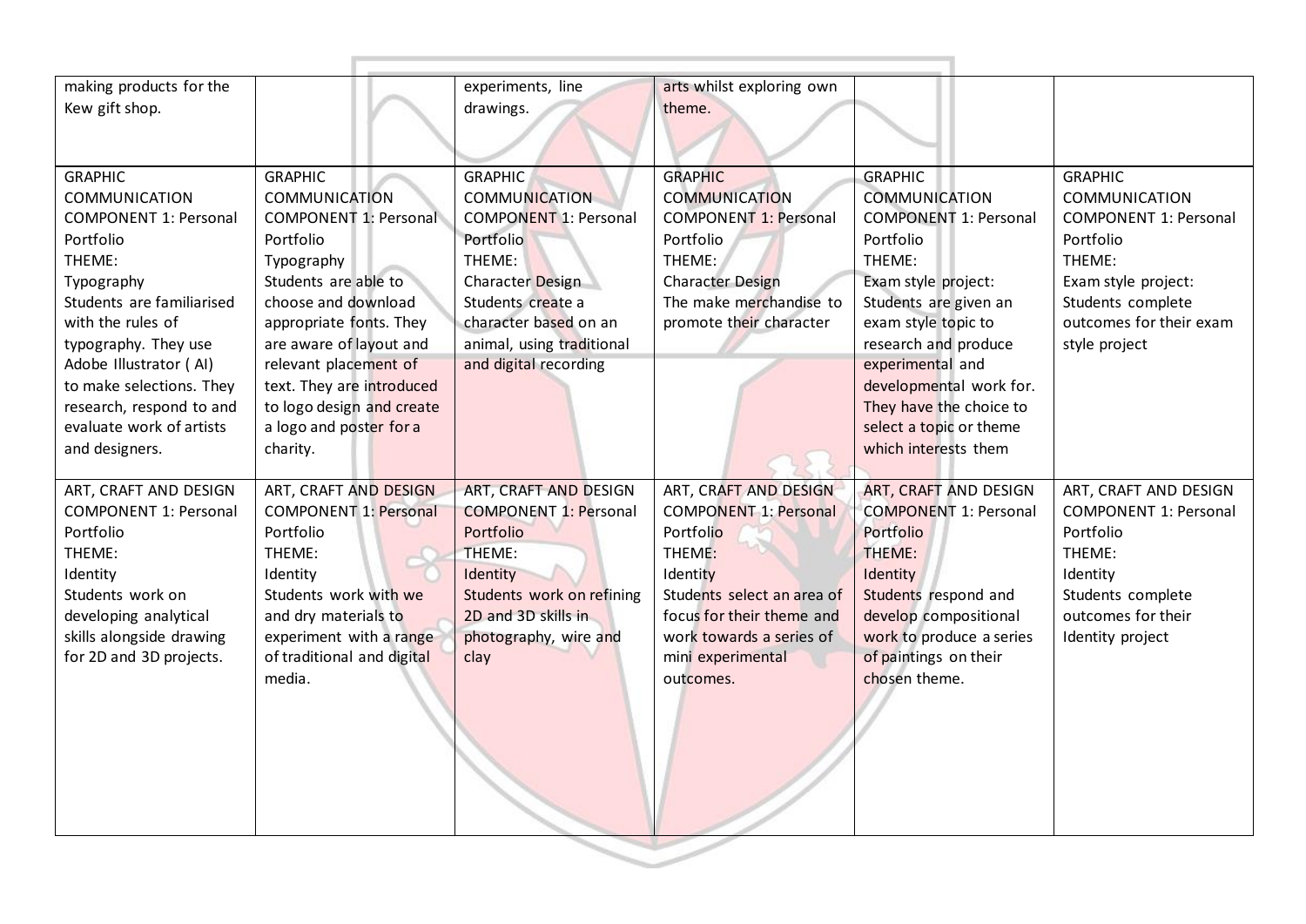| | | | | | |
|---|---|---|---|---|---|
| making products for the Kew gift shop. | | experiments, line drawings. | arts whilst exploring own theme. | | |
| GRAPHIC COMMUNICATION COMPONENT 1: Personal Portfolio THEME: Typography Students are familiarised with the rules of typography. They use Adobe Illustrator ( AI) to make selections. They research, respond to and evaluate work of artists and designers. | GRAPHIC COMMUNICATION COMPONENT 1: Personal Portfolio Typography Students are able to choose and download appropriate fonts. They are aware of layout and relevant placement of text. They are introduced to logo design and create a logo and poster for a charity. | GRAPHIC COMMUNICATION COMPONENT 1: Personal Portfolio THEME: Character Design Students create a character based on an animal, using traditional and digital recording | GRAPHIC COMMUNICATION COMPONENT 1: Personal Portfolio THEME: Character Design The make merchandise to promote their character | GRAPHIC COMMUNICATION COMPONENT 1: Personal Portfolio THEME: Exam style project: Students are given an exam style topic to research and produce experimental and developmental work for. They have the choice to select a topic or theme which interests them | GRAPHIC COMMUNICATION COMPONENT 1: Personal Portfolio THEME: Exam style project: Students complete outcomes for their exam style project |
| ART, CRAFT AND DESIGN COMPONENT 1: Personal Portfolio THEME: Identity Students work on developing analytical skills alongside drawing for 2D and 3D projects. | ART, CRAFT AND DESIGN COMPONENT 1: Personal Portfolio THEME: Identity Students work with we and dry materials to experiment with a range of traditional and digital media. | ART, CRAFT AND DESIGN COMPONENT 1: Personal Portfolio THEME: Identity Students work on refining 2D and 3D skills in photography, wire and clay | ART, CRAFT AND DESIGN COMPONENT 1: Personal Portfolio THEME: Identity Students select an area of focus for their theme and work towards a series of mini experimental outcomes. | ART, CRAFT AND DESIGN COMPONENT 1: Personal Portfolio THEME: Identity Students respond and develop compositional work to produce a series of paintings on their chosen theme. | ART, CRAFT AND DESIGN COMPONENT 1: Personal Portfolio THEME: Identity Students complete outcomes for their Identity project |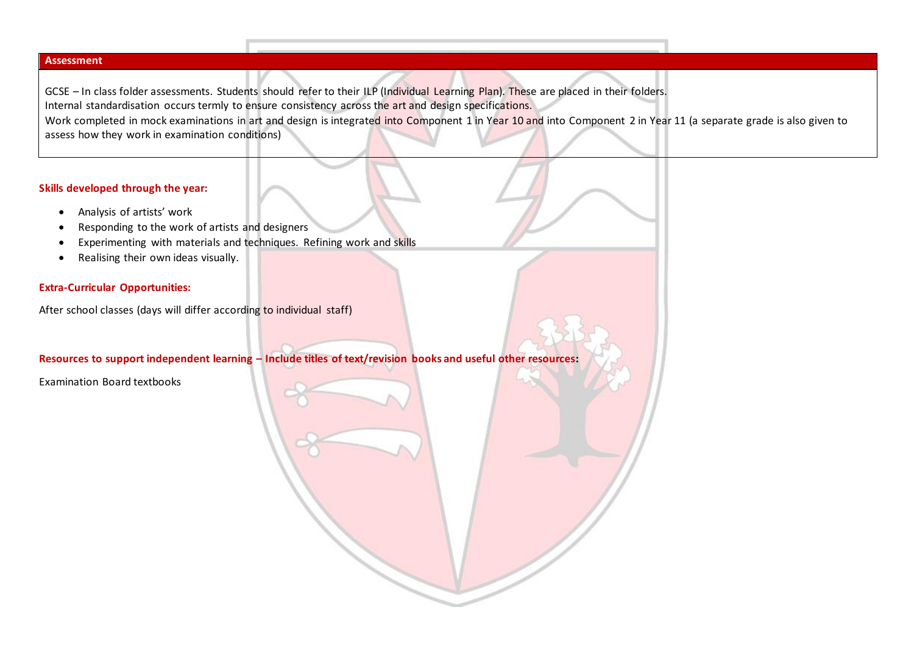| Assessment |
| --- |
| GCSE – In class folder assessments. Students should refer to their ILP (Individual Learning Plan). These are placed in their folders.<br>Internal standardisation occurs termly to ensure consistency across the art and design specifications.<br>Work completed in mock examinations in art and design is integrated into Component 1 in Year 10 and into Component 2 in Year 11 (a separate grade is also given to assess how they work in examination conditions) |

**Skills developed through the year:**

- Analysis of artists' work
- Responding to the work of artists and designers
- Experimenting with materials and techniques. Refining work and skills
- Realising their own ideas visually.

**Extra-Curricular Opportunities:**

After school classes (days will differ according to individual staff)

**Resources to support independent learning – Include titles of text/revision books and useful other resources:**

Examination Board textbooks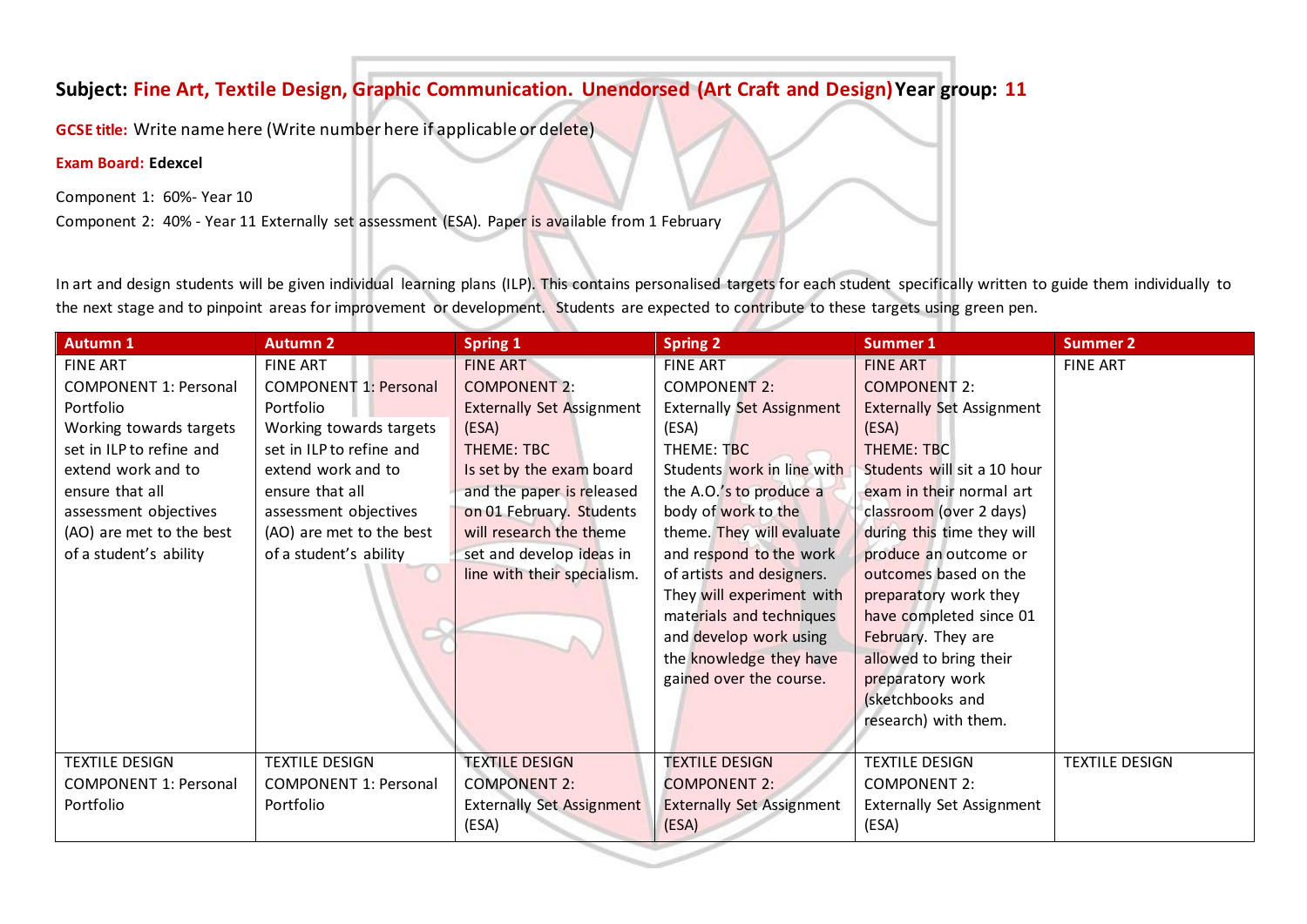**Subject: Fine Art, Textile Design, Graphic Communication. Unendorsed (Art Craft and Design) Year group: 11**

**GCSE title:** Write name here (Write number here if applicable or delete)

**Exam Board:** **Edexcel**

Component 1: 60%- Year 10

Component 2: 40% - Year 11 Externally set assessment (ESA). Paper is available from 1 February

In art and design students will be given individual learning plans (ILP). This contains personalised targets for each student specifically written to guide them individually to the next stage and to pinpoint areas for improvement or development. Students are expected to contribute to these targets using green pen.

| Autumn 1 | Autumn 2 | Spring 1 | Spring 2 | Summer 1 | Summer 2 |
|---|---|---|---|---|---|
| FINE ART<br>COMPONENT 1: Personal Portfolio<br>Working towards targets set in ILP to refine and extend work and to ensure that all assessment objectives (AO) are met to the best of a student's ability | FINE ART<br>COMPONENT 1: Personal Portfolio<br>Working towards targets set in ILP to refine and extend work and to ensure that all assessment objectives (AO) are met to the best of a student's ability | FINE ART<br>COMPONENT 2:<br>Externally Set Assignment (ESA)<br>THEME: TBC<br>Is set by the exam board and the paper is released on 01 February. Students will research the theme set and develop ideas in line with their specialism. | FINE ART<br>COMPONENT 2:<br>Externally Set Assignment (ESA)<br>THEME: TBC<br>Students work in line with the A.O.'s to produce a body of work to the theme. They will evaluate and respond to the work of artists and designers. They will experiment with materials and techniques and develop work using the knowledge they have gained over the course. | FINE ART<br>COMPONENT 2:<br>Externally Set Assignment (ESA)<br>THEME: TBC<br>Students will sit a 10 hour exam in their normal art classroom (over 2 days) during this time they will produce an outcome or outcomes based on the preparatory work they have completed since 01 February. They are allowed to bring their preparatory work (sketchbooks and research) with them. | FINE ART |
| TEXTILE DESIGN<br>COMPONENT 1: Personal Portfolio | TEXTILE DESIGN<br>COMPONENT 1: Personal Portfolio | TEXTILE DESIGN<br>COMPONENT 2:<br>Externally Set Assignment (ESA) | TEXTILE DESIGN<br>COMPONENT 2:<br>Externally Set Assignment (ESA) | TEXTILE DESIGN<br>COMPONENT 2:<br>Externally Set Assignment (ESA) | TEXTILE DESIGN |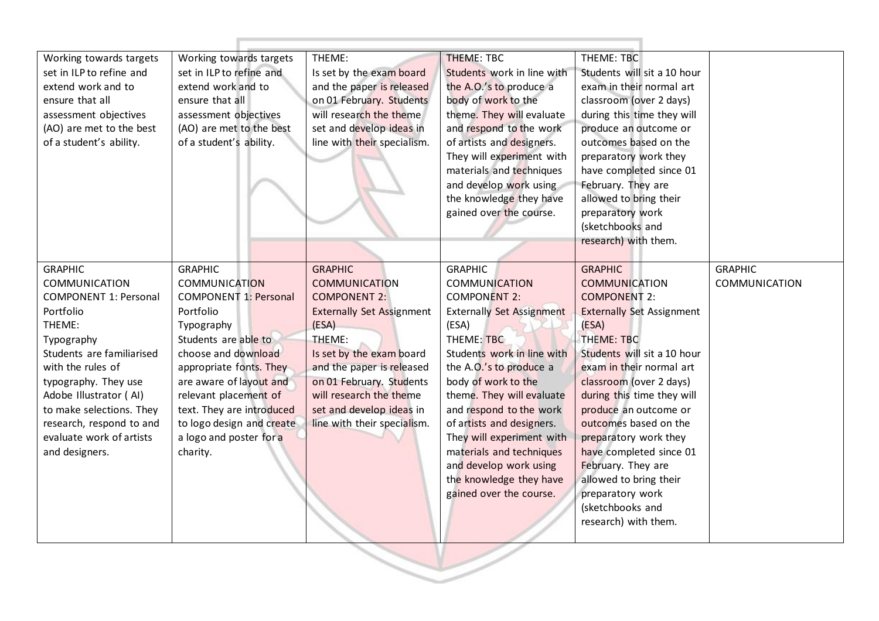| | | | | | |
|---|---|---|---|---|---|
| Working towards targets set in ILP to refine and extend work and to ensure that all assessment objectives (AO) are met to the best of a student's ability. | Working towards targets set in ILP to refine and extend work and to ensure that all assessment objectives (AO) are met to the best of a student's ability. | THEME:<br>Is set by the exam board and the paper is released on 01 February. Students will research the theme set and develop ideas in line with their specialism. | THEME: TBC<br>Students work in line with the A.O.'s to produce a body of work to the theme. They will evaluate and respond to the work of artists and designers. They will experiment with materials and techniques and develop work using the knowledge they have gained over the course. | THEME: TBC<br>Students will sit a 10 hour exam in their normal art classroom (over 2 days) during this time they will produce an outcome or outcomes based on the preparatory work they have completed since 01 February. They are allowed to bring their preparatory work (sketchbooks and research) with them. | |
| GRAPHIC COMMUNICATION<br>COMPONENT 1: Personal Portfolio<br>THEME:<br>Typography<br>Students are familiarised with the rules of typography. They use Adobe Illustrator ( AI) to make selections. They research, respond to and evaluate work of artists and designers. | GRAPHIC COMMUNICATION<br>COMPONENT 1: Personal Portfolio<br>Typography<br>Students are able to choose and download appropriate fonts. They are aware of layout and relevant placement of text. They are introduced to logo design and create a logo and poster for a charity. | GRAPHIC COMMUNICATION<br>COMPONENT 2:<br>Externally Set Assignment (ESA)<br>THEME:<br>Is set by the exam board and the paper is released on 01 February. Students will research the theme set and develop ideas in line with their specialism. | GRAPHIC COMMUNICATION<br>COMPONENT 2:<br>Externally Set Assignment (ESA)<br>THEME: TBC<br>Students work in line with the A.O.'s to produce a body of work to the theme. They will evaluate and respond to the work of artists and designers. They will experiment with materials and techniques and develop work using the knowledge they have gained over the course. | GRAPHIC COMMUNICATION<br>COMPONENT 2:<br>Externally Set Assignment (ESA)<br>THEME: TBC<br>Students will sit a 10 hour exam in their normal art classroom (over 2 days) during this time they will produce an outcome or outcomes based on the preparatory work they have completed since 01 February. They are allowed to bring their preparatory work (sketchbooks and research) with them. | GRAPHIC COMMUNICATION |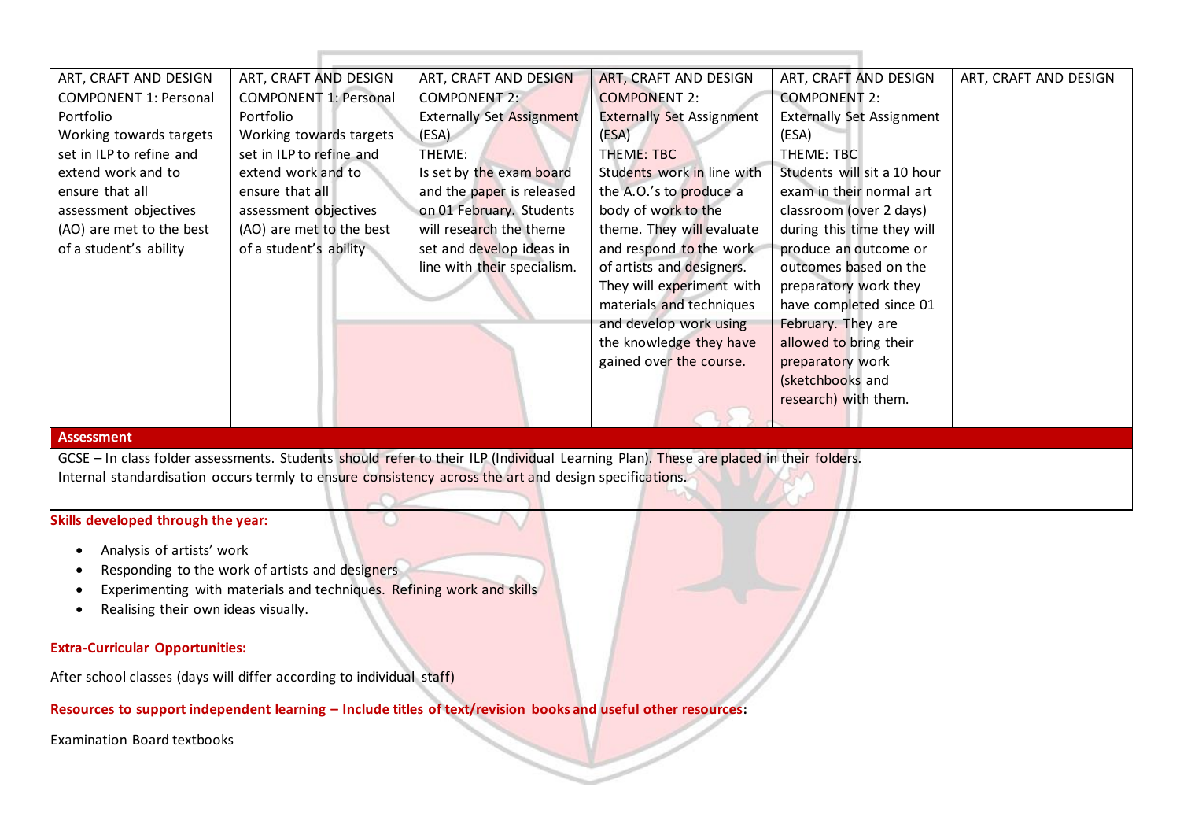| ART, CRAFT AND DESIGN COMPONENT 1: Personal Portfolio Working towards targets set in ILP to refine and extend work and to ensure that all assessment objectives (AO) are met to the best of a student's ability | ART, CRAFT AND DESIGN COMPONENT 1: Personal Portfolio Working towards targets set in ILP to refine and extend work and to ensure that all assessment objectives (AO) are met to the best of a student's ability | ART, CRAFT AND DESIGN COMPONENT 2: Externally Set Assignment (ESA) THEME: Is set by the exam board and the paper is released on 01 February. Students will research the theme set and develop ideas in line with their specialism. | ART, CRAFT AND DESIGN COMPONENT 2: Externally Set Assignment (ESA) THEME: TBC Students work in line with the A.O.'s to produce a body of work to the theme. They will evaluate and respond to the work of artists and designers. They will experiment with materials and techniques and develop work using the knowledge they have gained over the course. | ART, CRAFT AND DESIGN COMPONENT 2: Externally Set Assignment (ESA) THEME: TBC Students will sit a 10 hour exam in their normal art classroom (over 2 days) during this time they will produce an outcome or outcomes based on the preparatory work they have completed since 01 February. They are allowed to bring their preparatory work (sketchbooks and research) with them. | ART, CRAFT AND DESIGN |
|---|---|---|---|---|---|

**Assessment**

GCSE – In class folder assessments. Students should refer to their ILP (Individual Learning Plan). These are placed in their folders.
Internal standardisation occurs termly to ensure consistency across the art and design specifications.

**Skills developed through the year:**

- Analysis of artists' work
- Responding to the work of artists and designers
- Experimenting with materials and techniques. Refining work and skills
- Realising their own ideas visually.

**Extra-Curricular Opportunities:**

After school classes (days will differ according to individual staff)

**Resources to support independent learning – Include titles of text/revision books and useful other resources:**

Examination Board textbooks